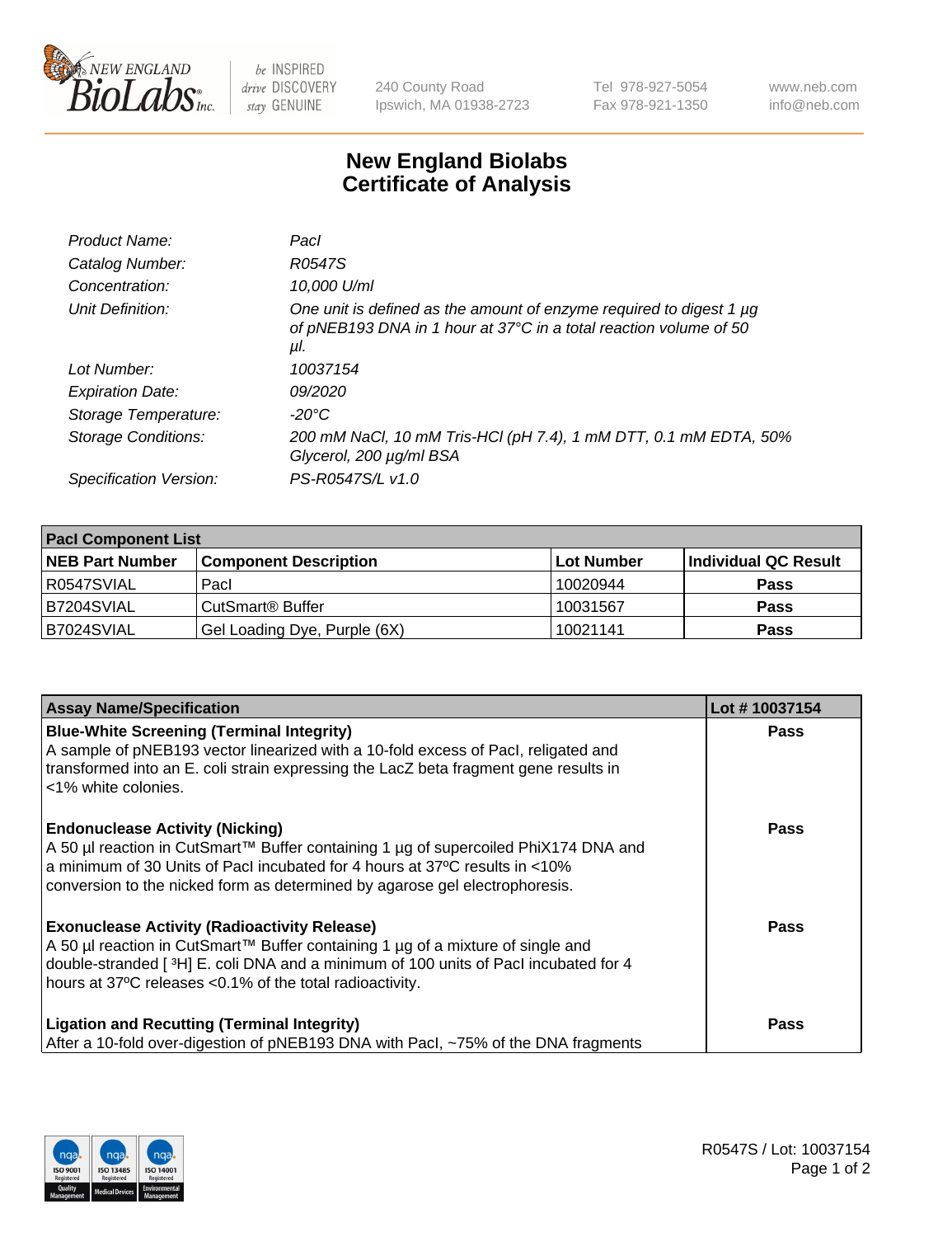# New England Biolabs Certificate of Analysis

| | |
|---|---|
| *Product Name:* | *PacI* |
| *Catalog Number:* | *R0547S* |
| *Concentration:* | *10,000 U/ml* |
| *Unit Definition:* | *One unit is defined as the amount of enzyme required to digest 1 µg of pNEB193 DNA in 1 hour at 37°C in a total reaction volume of 50 µl.* |
| *Lot Number:* | *10037154* |
| *Expiration Date:* | *09/2020* |
| *Storage Temperature:* | *-20°C* |
| *Storage Conditions:* | *200 mM NaCl, 10 mM Tris-HCl (pH 7.4), 1 mM DTT, 0.1 mM EDTA, 50% Glycerol, 200 µg/ml BSA* |
| *Specification Version:* | *PS-R0547S/L v1.0* |

| PacI Component List | | | |
|---|---|---|---|
| **NEB Part Number** | **Component Description** | **Lot Number** | **Individual QC Result** |
| R0547SVIAL | PacI | 10020944 | **Pass** |
| B7204SVIAL | CutSmart® Buffer | 10031567 | **Pass** |
| B7024SVIAL | Gel Loading Dye, Purple (6X) | 10021141 | **Pass** |

| Assay Name/Specification | Lot # 10037154 |
|---|---|
| **Blue-White Screening (Terminal Integrity)** A sample of pNEB193 vector linearized with a 10-fold excess of PacI, religated and transformed into an E. coli strain expressing the LacZ beta fragment gene results in <1% white colonies. | **Pass** |
| **Endonuclease Activity (Nicking)** A 50 µl reaction in CutSmart™ Buffer containing 1 µg of supercoiled PhiX174 DNA and a minimum of 30 Units of PacI incubated for 4 hours at 37ºC results in <10% conversion to the nicked form as determined by agarose gel electrophoresis. | **Pass** |
| **Exonuclease Activity (Radioactivity Release)** A 50 µl reaction in CutSmart™ Buffer containing 1 µg of a mixture of single and double-stranded [ $^{3}$H] E. coli DNA and a minimum of 100 units of PacI incubated for 4 hours at 37ºC releases <0.1% of the total radioactivity. | **Pass** |
| **Ligation and Recutting (Terminal Integrity)** After a 10-fold over-digestion of pNEB193 DNA with PacI, ~75% of the DNA fragments | **Pass** |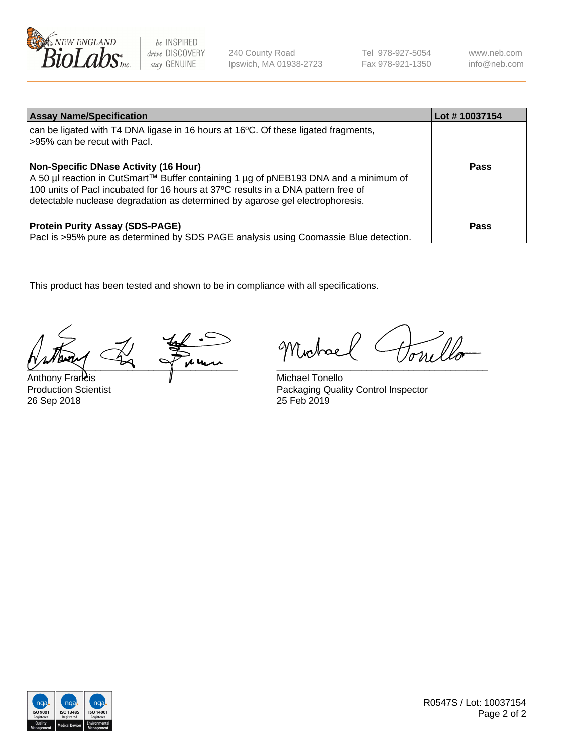| Assay Name/Specification | Lot # 10037154 |
|---|---|
| can be ligated with T4 DNA ligase in 16 hours at 16ºC. Of these ligated fragments, >95% can be recut with PacI. | |
| **Non-Specific DNase Activity (16 Hour)** A 50 µl reaction in CutSmart™ Buffer containing 1 µg of pNEB193 DNA and a minimum of 100 units of PacI incubated for 16 hours at 37ºC results in a DNA pattern free of detectable nuclease degradation as determined by agarose gel electrophoresis. | **Pass** |
| **Protein Purity Assay (SDS-PAGE)** PacI is >95% pure as determined by SDS PAGE analysis using Coomassie Blue detection. | **Pass** |

This product has been tested and shown to be in compliance with all specifications.

Anthony Francis
Production Scientist
26 Sep 2018

Michael Tonello
Packaging Quality Control Inspector
25 Feb 2019

R0547S / Lot: 10037154